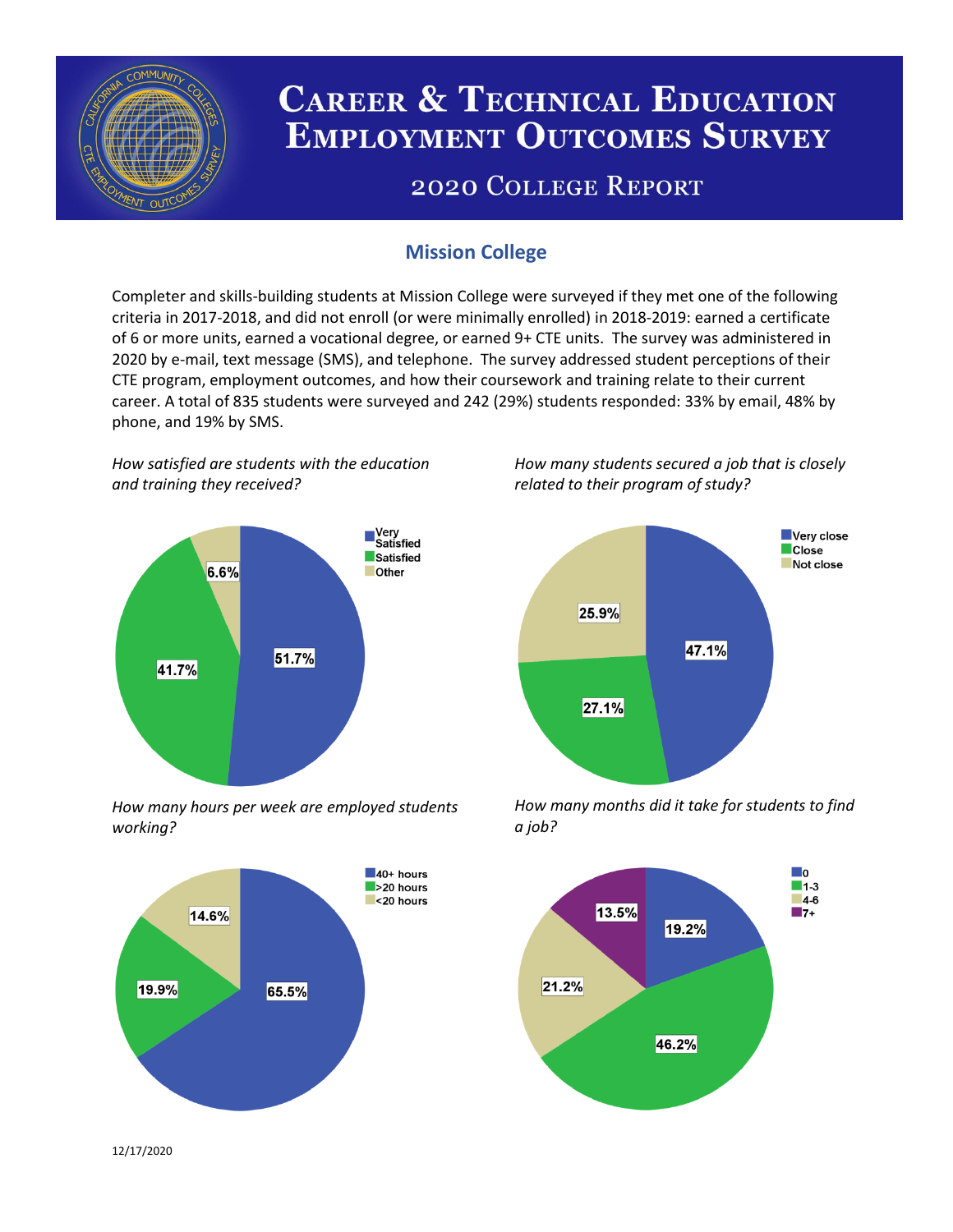# Career & Technical Education Employment Outcomes Survey

## 2020 College Report

### Mission College

Completer and skills-building students at Mission College were surveyed if they met one of the following criteria in 2017-2018, and did not enroll (or were minimally enrolled) in 2018-2019: earned a certificate of 6 or more units, earned a vocational degree, or earned 9+ CTE units. The survey was administered in 2020 by e-mail, text message (SMS), and telephone. The survey addressed student perceptions of their CTE program, employment outcomes, and how their coursework and training relate to their current career. A total of 835 students were surveyed and 242 (29%) students responded: 33% by email, 48% by phone, and 19% by SMS.

*How satisfied are students with the education and training they received?*

| Response | Percent |
| --- | --- |
| Very Satisfied | 51.7% |
| Satisfied | 41.7% |
| Other | 6.6% |

*How many students secured a job that is closely related to their program of study?*

| Response | Percent |
| --- | --- |
| Very close | 47.1% |
| Close | 27.1% |
| Not close | 25.9% |

*How many hours per week are employed students working?*

| Response | Percent |
| --- | --- |
| 40+ hours | 65.5% |
| >20 hours | 19.9% |
| <20 hours | 14.6% |

*How many months did it take for students to find a job?*

| Response | Percent |
| --- | --- |
| 0 | 19.2% |
| 1-3 | 46.2% |
| 4-6 | 21.2% |
| 7+ | 13.5% |

12/17/2020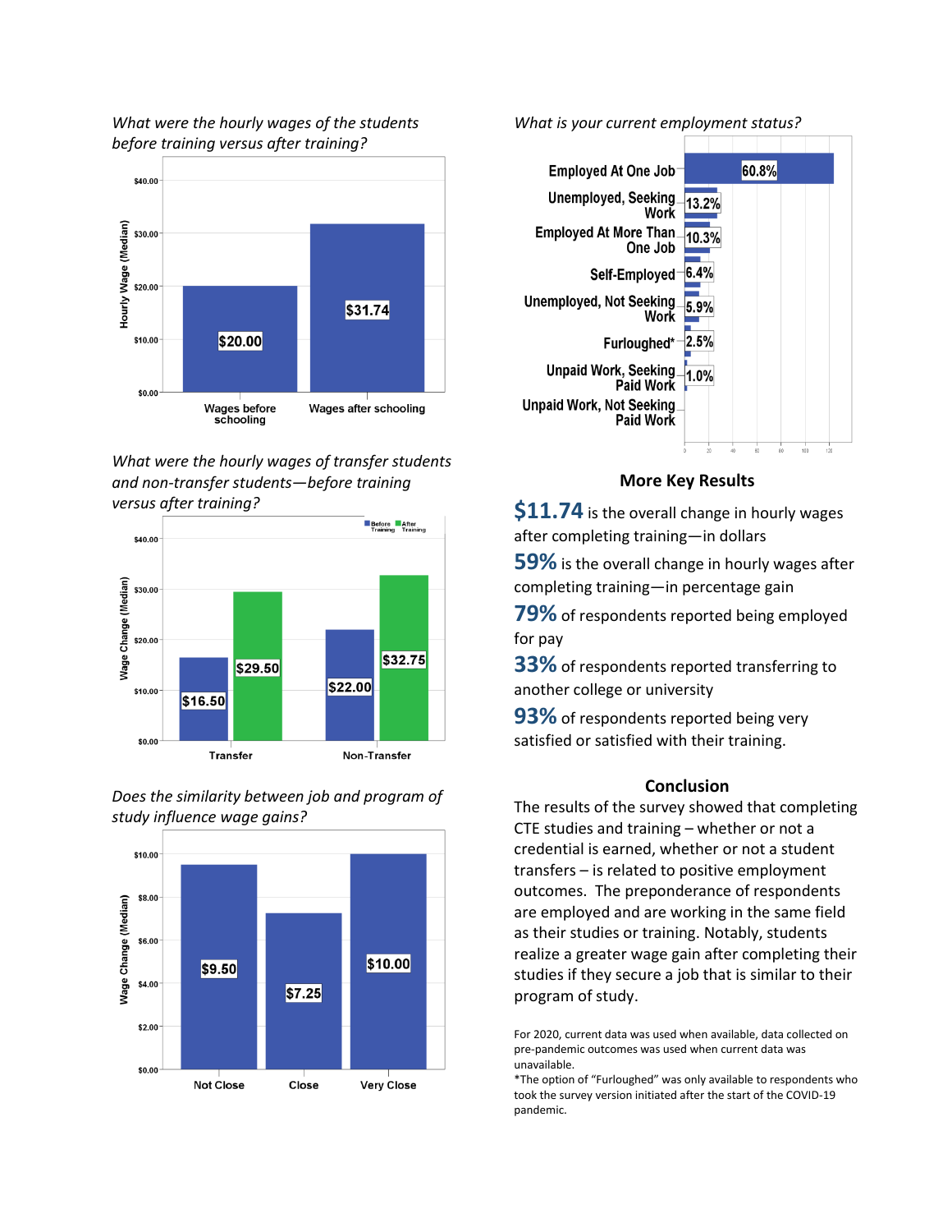*What were the hourly wages of the students before training versus after training?*

Hourly Wage (Median)

$40.00
$30.00
$20.00
$10.00
$0.00

$20.00
$31.74

Wages before schooling
Wages after schooling

*What were the hourly wages of transfer students and non-transfer students—before training versus after training?*

Before Training
After Training

Wage Change (Median)

$40.00
$30.00
$20.00
$10.00
$0.00

$16.50
$29.50
$22.00
$32.75

Transfer
Non-Transfer

*Does the similarity between job and program of study influence wage gains?*

Wage Change (Median)

$10.00
$8.00
$6.00
$4.00
$2.00
$0.00

$9.50
$7.25
$10.00

Not Close
Close
Very Close

*What is your current employment status?*

Employed At One Job 60.8%
Unemployed, Seeking Work 13.2%
Employed At More Than One Job 10.3%
Self-Employed 6.4%
Unemployed, Not Seeking Work 5.9%
Furloughed* 2.5%
Unpaid Work, Seeking Paid Work 1.0%
Unpaid Work, Not Seeking Paid Work

0 20 40 60 80 100 120

## More Key Results

**$11.74** is the overall change in hourly wages after completing training—in dollars

**59%** is the overall change in hourly wages after completing training—in percentage gain

**79%** of respondents reported being employed for pay

**33%** of respondents reported transferring to another college or university

**93%** of respondents reported being very satisfied or satisfied with their training.

## Conclusion

The results of the survey showed that completing CTE studies and training – whether or not a credential is earned, whether or not a student transfers – is related to positive employment outcomes. The preponderance of respondents are employed and are working in the same field as their studies or training. Notably, students realize a greater wage gain after completing their studies if they secure a job that is similar to their program of study.

For 2020, current data was used when available, data collected on pre-pandemic outcomes was used when current data was unavailable.
*The option of "Furloughed" was only available to respondents who took the survey version initiated after the start of the COVID-19 pandemic.